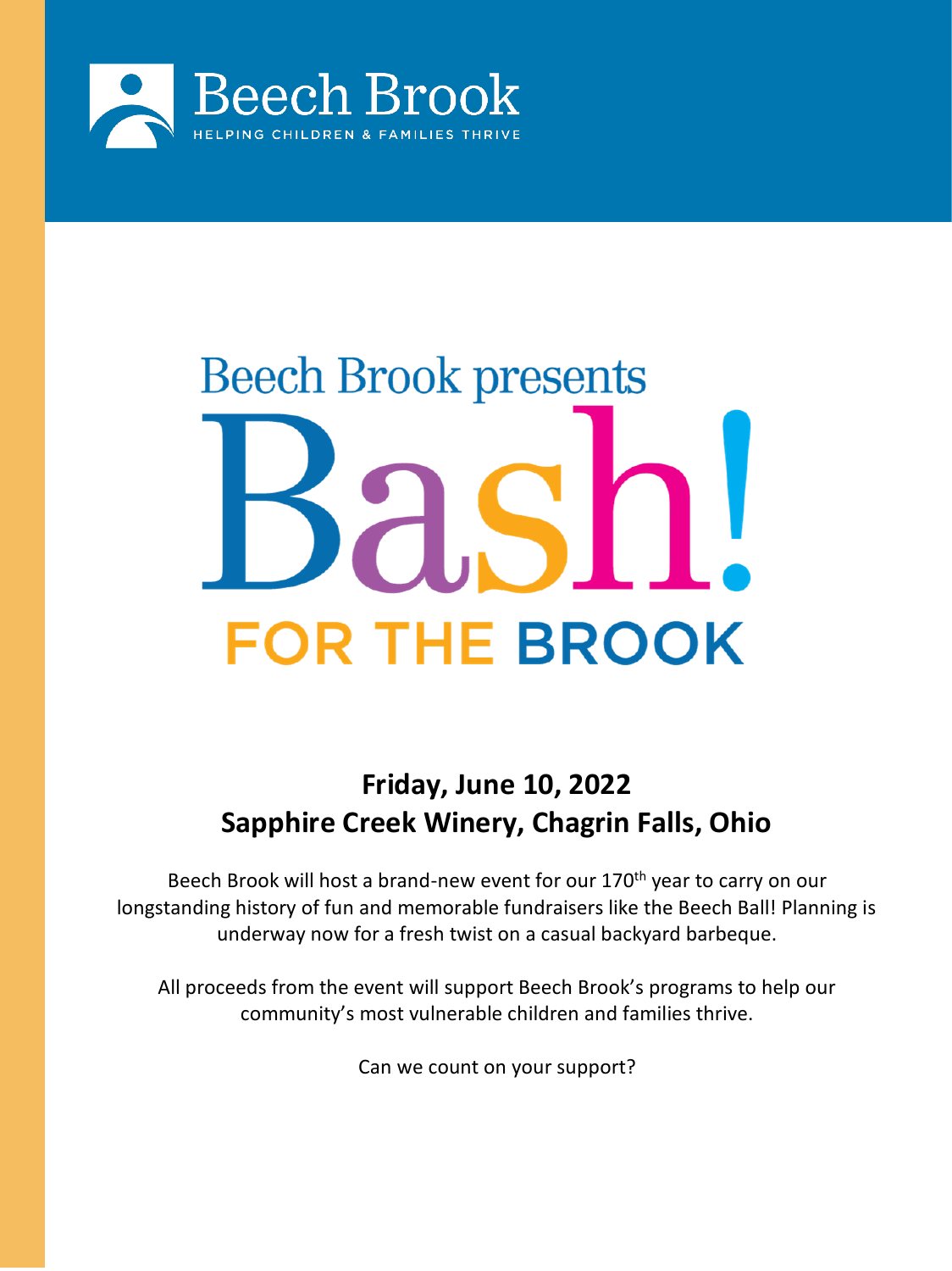Beech Brook

HELPING CHILDREN & FAMILIES THRIVE

# Beech Brook presents Bash! FOR THE BROOK

## Friday, June 10, 2022
## Sapphire Creek Winery, Chagrin Falls, Ohio

Beech Brook will host a brand-new event for our 170th year to carry on our longstanding history of fun and memorable fundraisers like the Beech Ball! Planning is underway now for a fresh twist on a casual backyard barbeque.

All proceeds from the event will support Beech Brook's programs to help our community's most vulnerable children and families thrive.

Can we count on your support?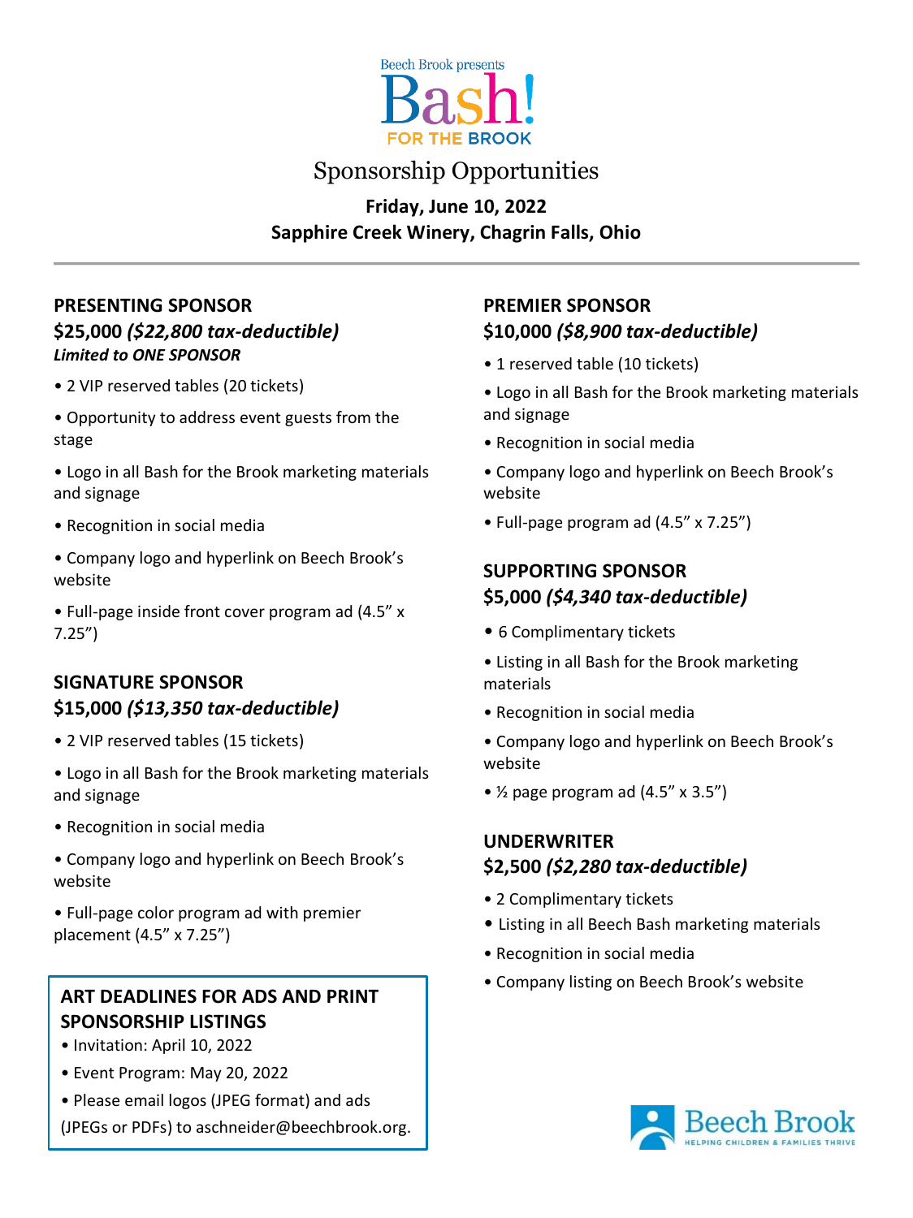Beech Brook presents

# Bash! FOR THE BROOK

## Sponsorship Opportunities

**Friday, June 10, 2022**
**Sapphire Creek Winery, Chagrin Falls, Ohio**

---

### PRESENTING SPONSOR
**$25,000 *($22,800 tax-deductible)***
***Limited to ONE SPONSOR***

- 2 VIP reserved tables (20 tickets)
- Opportunity to address event guests from the stage
- Logo in all Bash for the Brook marketing materials and signage
- Recognition in social media
- Company logo and hyperlink on Beech Brook's website
- Full-page inside front cover program ad (4.5" x 7.25")

### SIGNATURE SPONSOR
**$15,000 *($13,350 tax-deductible)***

- 2 VIP reserved tables (15 tickets)
- Logo in all Bash for the Brook marketing materials and signage
- Recognition in social media
- Company logo and hyperlink on Beech Brook's website
- Full-page color program ad with premier placement (4.5" x 7.25")

### ART DEADLINES FOR ADS AND PRINT SPONSORSHIP LISTINGS

- Invitation: April 10, 2022
- Event Program: May 20, 2022
- Please email logos (JPEG format) and ads (JPEGs or PDFs) to aschneider@beechbrook.org.

### PREMIER SPONSOR
**$10,000 *($8,900 tax-deductible)***

- 1 reserved table (10 tickets)
- Logo in all Bash for the Brook marketing materials and signage
- Recognition in social media
- Company logo and hyperlink on Beech Brook's website
- Full-page program ad (4.5" x 7.25")

### SUPPORTING SPONSOR
**$5,000 *($4,340 tax-deductible)***

- 6 Complimentary tickets
- Listing in all Bash for the Brook marketing materials
- Recognition in social media
- Company logo and hyperlink on Beech Brook's website
- ½ page program ad (4.5" x 3.5")

### UNDERWRITER
**$2,500 *($2,280 tax-deductible)***

- 2 Complimentary tickets
- Listing in all Beech Bash marketing materials
- Recognition in social media
- Company listing on Beech Brook's website

Beech Brook
HELPING CHILDREN & FAMILIES THRIVE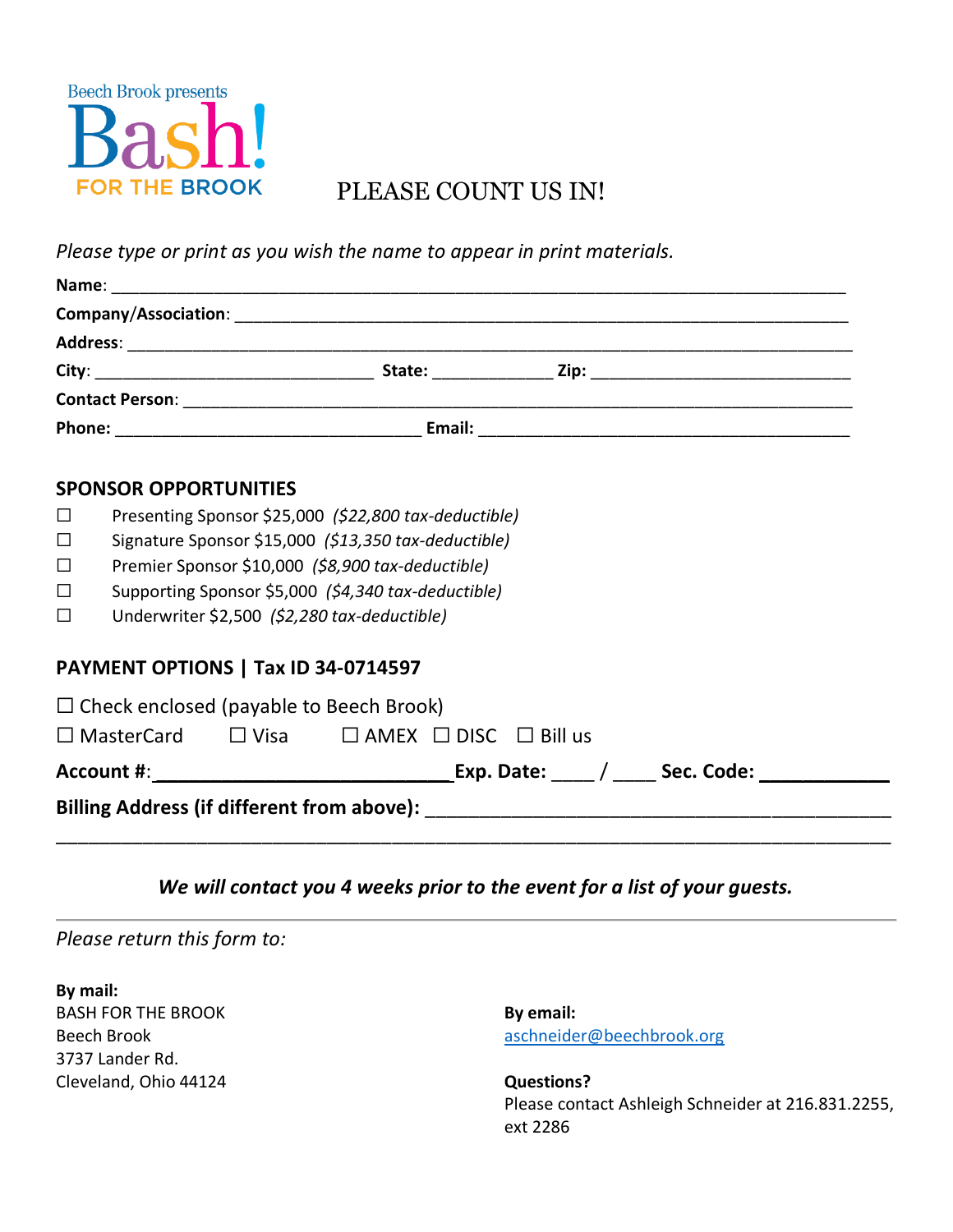Beech Brook presents

Bash!

FOR THE BROOK

# PLEASE COUNT US IN!

*Please type or print as you wish the name to appear in print materials.*

**Name**: ______________________________________________________________________________

**Company/Association**: _________________________________________________________________

**Address**: ____________________________________________________________________________

**City**: ______________________________ **State**: _____________ **Zip**: ____________________________

**Contact Person**: ______________________________________________________________________

**Phone**: _________________________________ **Email**: _______________________________________

## SPONSOR OPPORTUNITIES

☐ Presenting Sponsor $25,000 *($22,800 tax-deductible)*

☐ Signature Sponsor $15,000 *($13,350 tax-deductible)*

☐ Premier Sponsor $10,000 *($8,900 tax-deductible)*

☐ Supporting Sponsor $5,000 *($4,340 tax-deductible)*

☐ Underwriter $2,500 *($2,280 tax-deductible)*

## PAYMENT OPTIONS | Tax ID 34-0714597

☐ Check enclosed (payable to Beech Brook)

☐ MasterCard ☐ Visa ☐ AMEX ☐ DISC ☐ Bill us

**Account #**:____________________________ **Exp. Date**: ____ / ____ **Sec. Code**: ____________

**Billing Address (if different from above)**: ___________________________________________

_______________________________________________________________________________

***We will contact you 4 weeks prior to the event for a list of your guests.***

---

*Please return this form to:*

**By mail:**
BASH FOR THE BROOK
Beech Brook
3737 Lander Rd.
Cleveland, Ohio 44124

**By email:**
aschneider@beechbrook.org

**Questions?**
Please contact Ashleigh Schneider at 216.831.2255, ext 2286